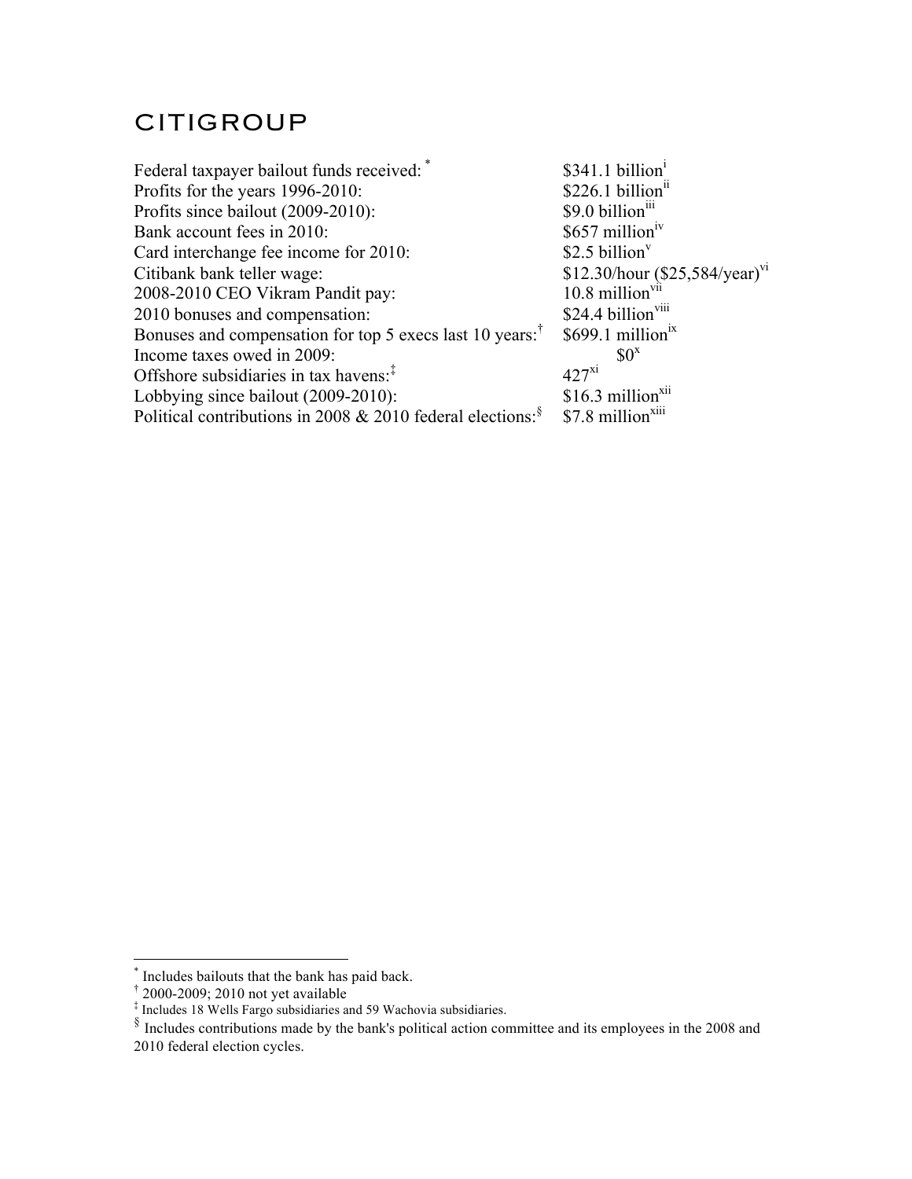# CITIGROUP

| | |
|---|---|
| Federal taxpayer bailout funds received: * | $341.1 billion[i] |
| Profits for the years 1996-2010: | $226.1 billion[ii] |
| Profits since bailout (2009-2010): | $9.0 billion[iii] |
| Bank account fees in 2010: | $657 million[iv] |
| Card interchange fee income for 2010: | $2.5 billion[v] |
| Citibank bank teller wage: | $12.30/hour ($25,584/year)[vi] |
| 2008-2010 CEO Vikram Pandit pay: | 10.8 million[vii] |
| 2010 bonuses and compensation: | $24.4 billion[viii] |
| Bonuses and compensation for top 5 execs last 10 years:† | $699.1 million[ix] |
| Income taxes owed in 2009: | $0[x] |
| Offshore subsidiaries in tax havens:‡ | 427[xi] |
| Lobbying since bailout (2009-2010): | $16.3 million[xii] |
| Political contributions in 2008 & 2010 federal elections:§ | $7.8 million[xiii] |

---

* Includes bailouts that the bank has paid back.

† 2000-2009; 2010 not yet available

‡ Includes 18 Wells Fargo subsidiaries and 59 Wachovia subsidiaries.

§ Includes contributions made by the bank's political action committee and its employees in the 2008 and 2010 federal election cycles.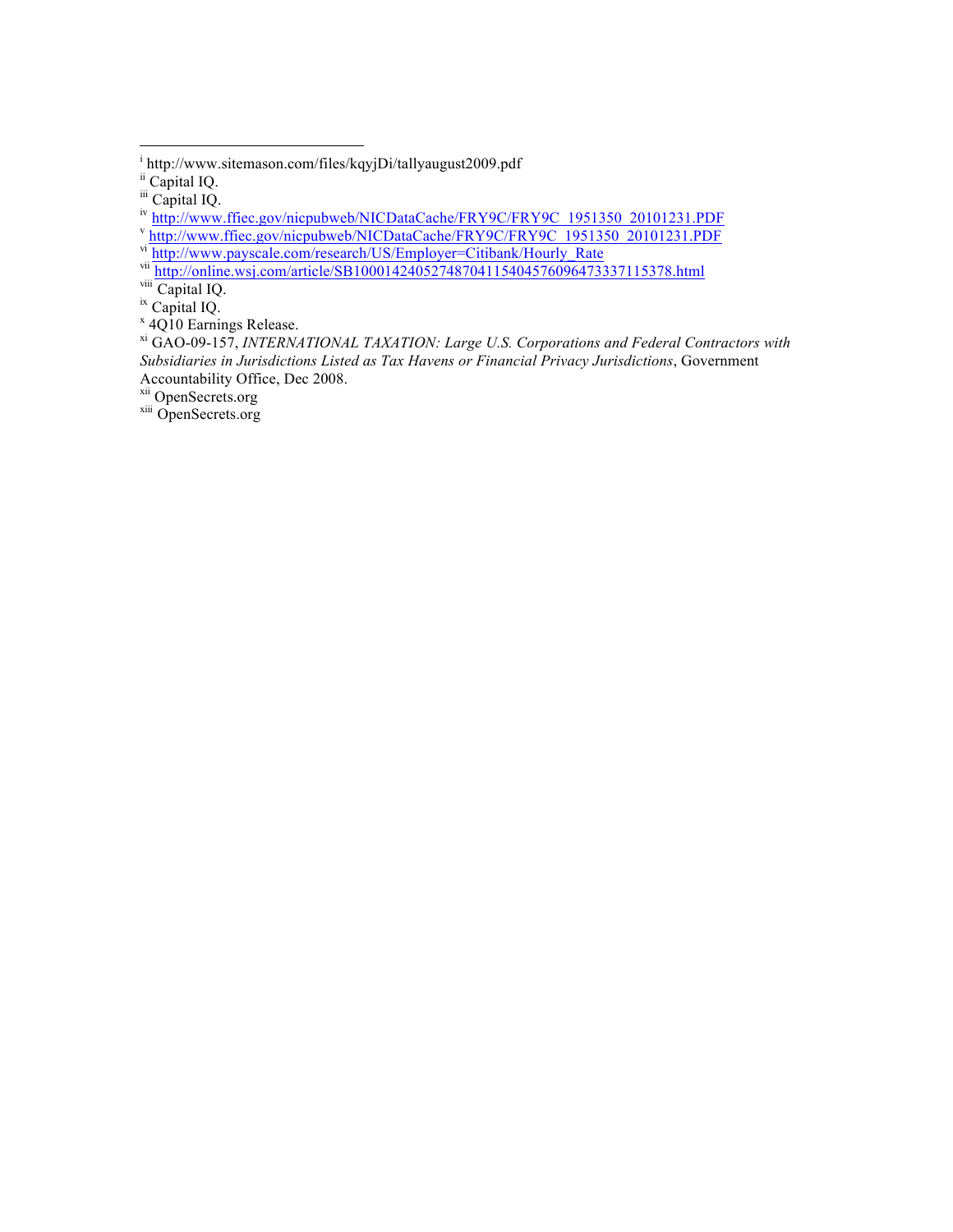---

[i] http://www.sitemason.com/files/kqyjDi/tallyaugust2009.pdf

[ii] Capital IQ.

[iii] Capital IQ.

[iv] http://www.ffiec.gov/nicpubweb/NICDataCache/FRY9C/FRY9C_1951350_20101231.PDF

[v] http://www.ffiec.gov/nicpubweb/NICDataCache/FRY9C/FRY9C_1951350_20101231.PDF

[vi] http://www.payscale.com/research/US/Employer=Citibank/Hourly_Rate

[vii] http://online.wsj.com/article/SB10001424052748704115404576096473337115378.html

[viii] Capital IQ.

[ix] Capital IQ.

[x] 4Q10 Earnings Release.

[xi] GAO-09-157, *INTERNATIONAL TAXATION: Large U.S. Corporations and Federal Contractors with Subsidiaries in Jurisdictions Listed as Tax Havens or Financial Privacy Jurisdictions*, Government Accountability Office, Dec 2008.

[xii] OpenSecrets.org

[xiii] OpenSecrets.org